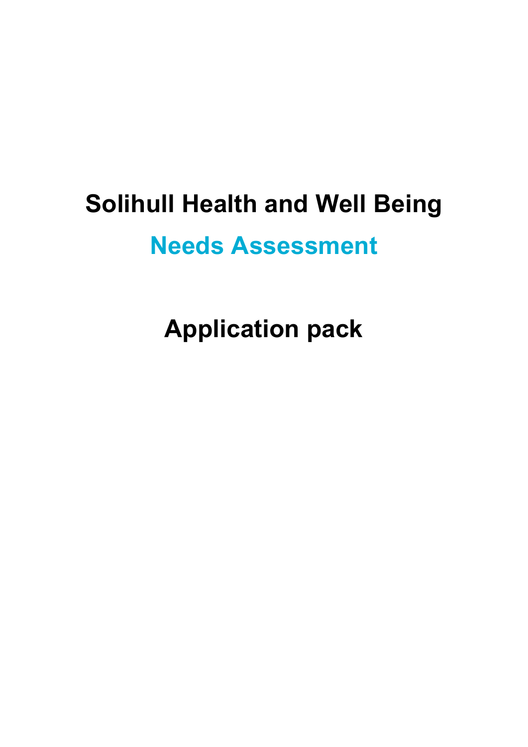# Solihull Health and Well Being

## Needs Assessment

## Application pack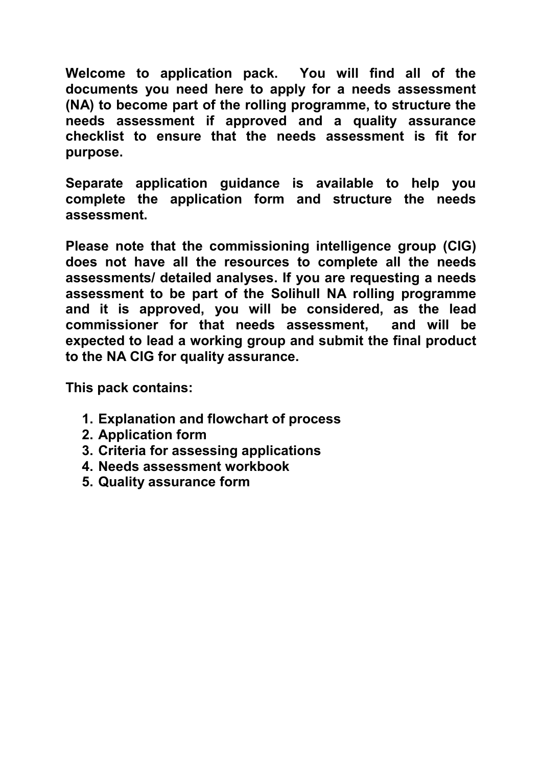**Welcome to application pack. You will find all of the documents you need here to apply for a needs assessment (NA) to become part of the rolling programme, to structure the needs assessment if approved and a quality assurance checklist to ensure that the needs assessment is fit for purpose.**

**Separate application guidance is available to help you complete the application form and structure the needs assessment.**

**Please note that the commissioning intelligence group (CIG) does not have all the resources to complete all the needs assessments/ detailed analyses. If you are requesting a needs assessment to be part of the Solihull NA rolling programme and it is approved, you will be considered, as the lead commissioner for that needs assessment, and will be expected to lead a working group and submit the final product to the NA CIG for quality assurance.**

**This pack contains:**

1. **Explanation and flowchart of process**
2. **Application form**
3. **Criteria for assessing applications**
4. **Needs assessment workbook**
5. **Quality assurance form**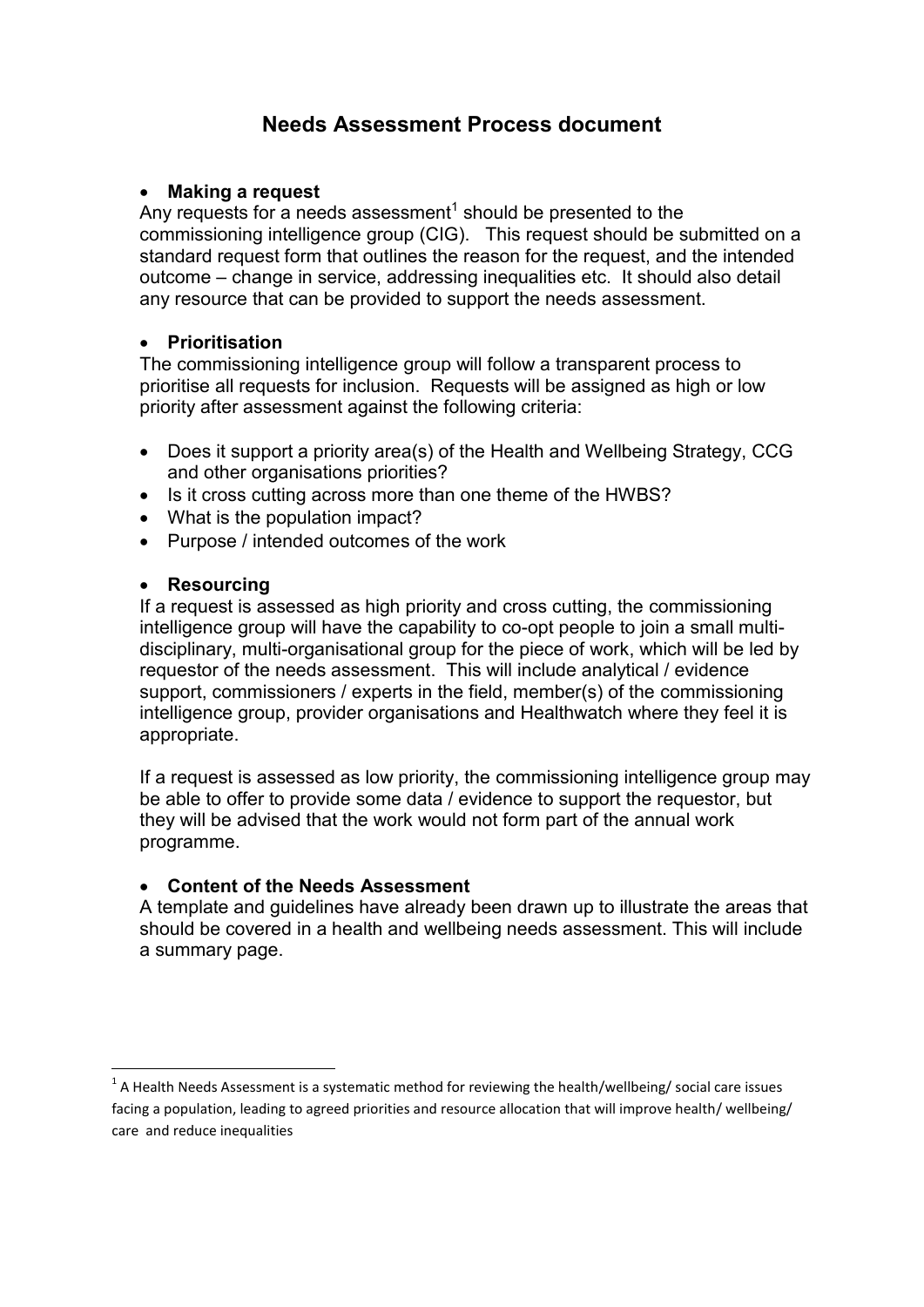# Needs Assessment Process document

- **Making a request**

Any requests for a needs assessment[1] should be presented to the commissioning intelligence group (CIG). This request should be submitted on a standard request form that outlines the reason for the request, and the intended outcome – change in service, addressing inequalities etc. It should also detail any resource that can be provided to support the needs assessment.

- **Prioritisation**

The commissioning intelligence group will follow a transparent process to prioritise all requests for inclusion. Requests will be assigned as high or low priority after assessment against the following criteria:

- Does it support a priority area(s) of the Health and Wellbeing Strategy, CCG and other organisations priorities?
- Is it cross cutting across more than one theme of the HWBS?
- What is the population impact?
- Purpose / intended outcomes of the work

- **Resourcing**

If a request is assessed as high priority and cross cutting, the commissioning intelligence group will have the capability to co-opt people to join a small multi-disciplinary, multi-organisational group for the piece of work, which will be led by requestor of the needs assessment. This will include analytical / evidence support, commissioners / experts in the field, member(s) of the commissioning intelligence group, provider organisations and Healthwatch where they feel it is appropriate.

If a request is assessed as low priority, the commissioning intelligence group may be able to offer to provide some data / evidence to support the requestor, but they will be advised that the work would not form part of the annual work programme.

- **Content of the Needs Assessment**

A template and guidelines have already been drawn up to illustrate the areas that should be covered in a health and wellbeing needs assessment. This will include a summary page.

---

[1] A Health Needs Assessment is a systematic method for reviewing the health/wellbeing/ social care issues facing a population, leading to agreed priorities and resource allocation that will improve health/ wellbeing/ care and reduce inequalities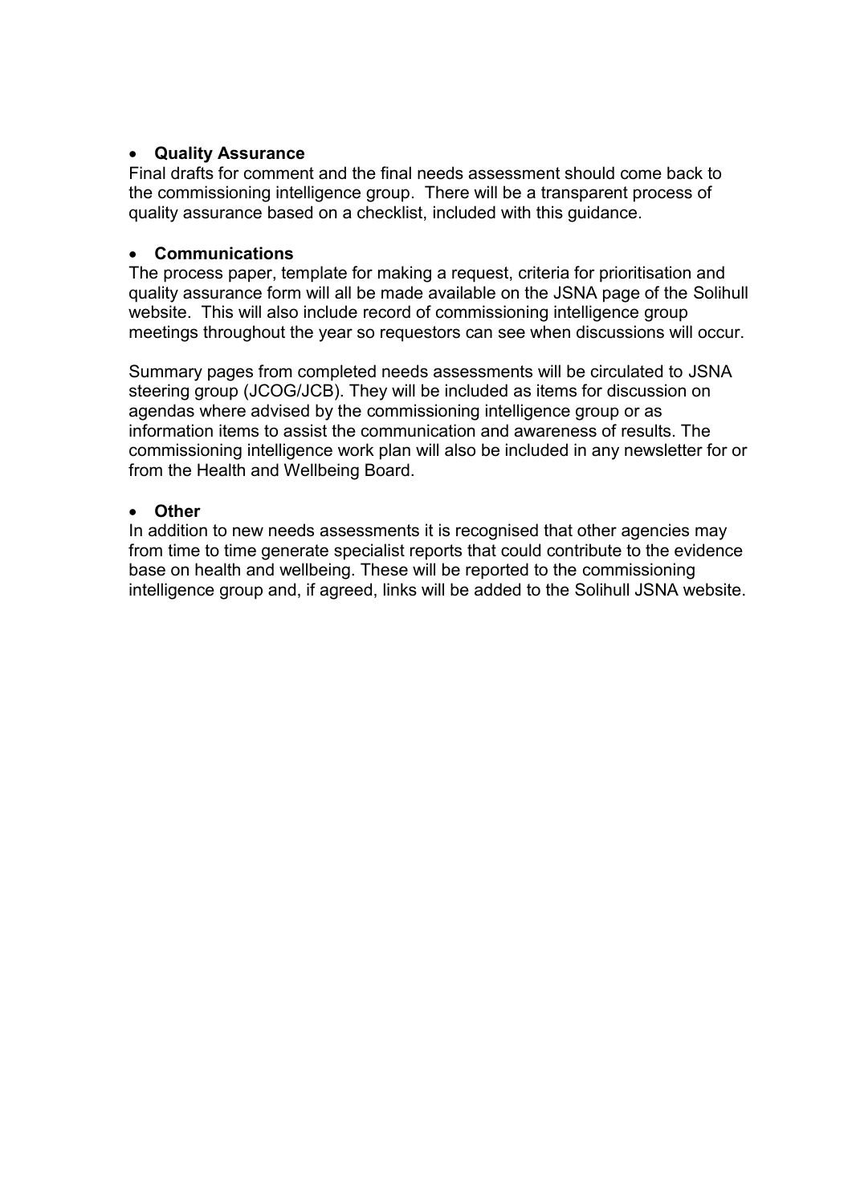- **Quality Assurance**

Final drafts for comment and the final needs assessment should come back to the commissioning intelligence group. There will be a transparent process of quality assurance based on a checklist, included with this guidance.

- **Communications**

The process paper, template for making a request, criteria for prioritisation and quality assurance form will all be made available on the JSNA page of the Solihull website. This will also include record of commissioning intelligence group meetings throughout the year so requestors can see when discussions will occur.

Summary pages from completed needs assessments will be circulated to JSNA steering group (JCOG/JCB). They will be included as items for discussion on agendas where advised by the commissioning intelligence group or as information items to assist the communication and awareness of results. The commissioning intelligence work plan will also be included in any newsletter for or from the Health and Wellbeing Board.

- **Other**

In addition to new needs assessments it is recognised that other agencies may from time to time generate specialist reports that could contribute to the evidence base on health and wellbeing. These will be reported to the commissioning intelligence group and, if agreed, links will be added to the Solihull JSNA website.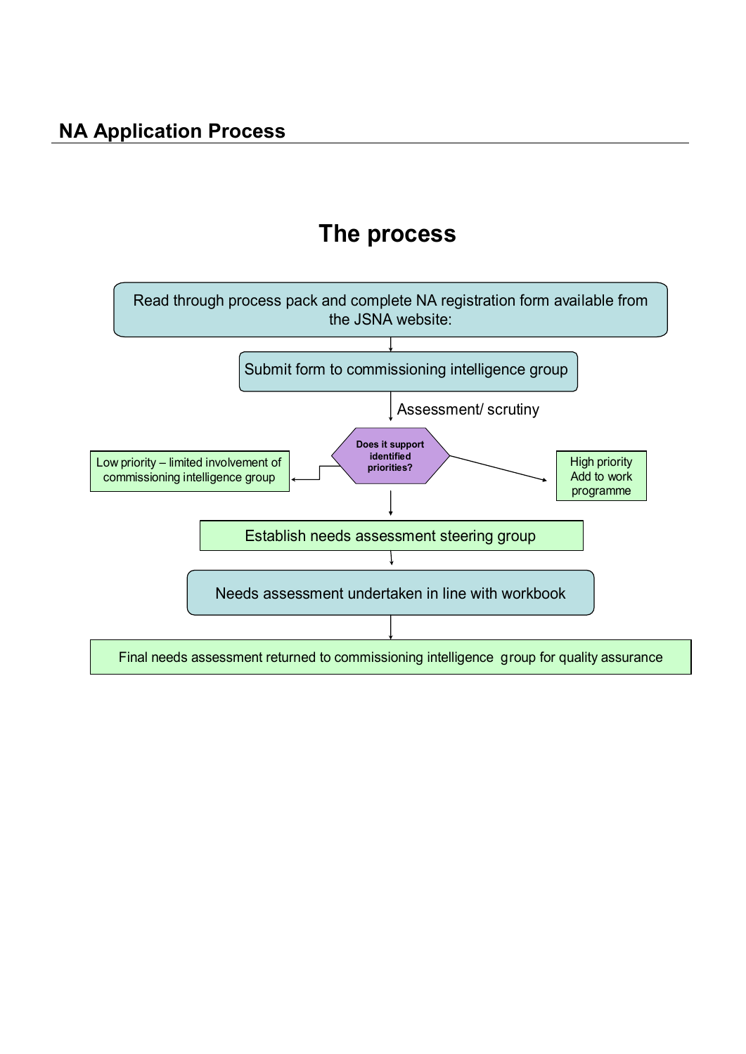## NA Application Process

# The process

Read through process pack and complete NA registration form available from the JSNA website:

Submit form to commissioning intelligence group

Assessment/ scrutiny

**Does it support identified priorities?**

Low priority – limited involvement of commissioning intelligence group

High priority Add to work programme

Establish needs assessment steering group

Needs assessment undertaken in line with workbook

Final needs assessment returned to commissioning intelligence group for quality assurance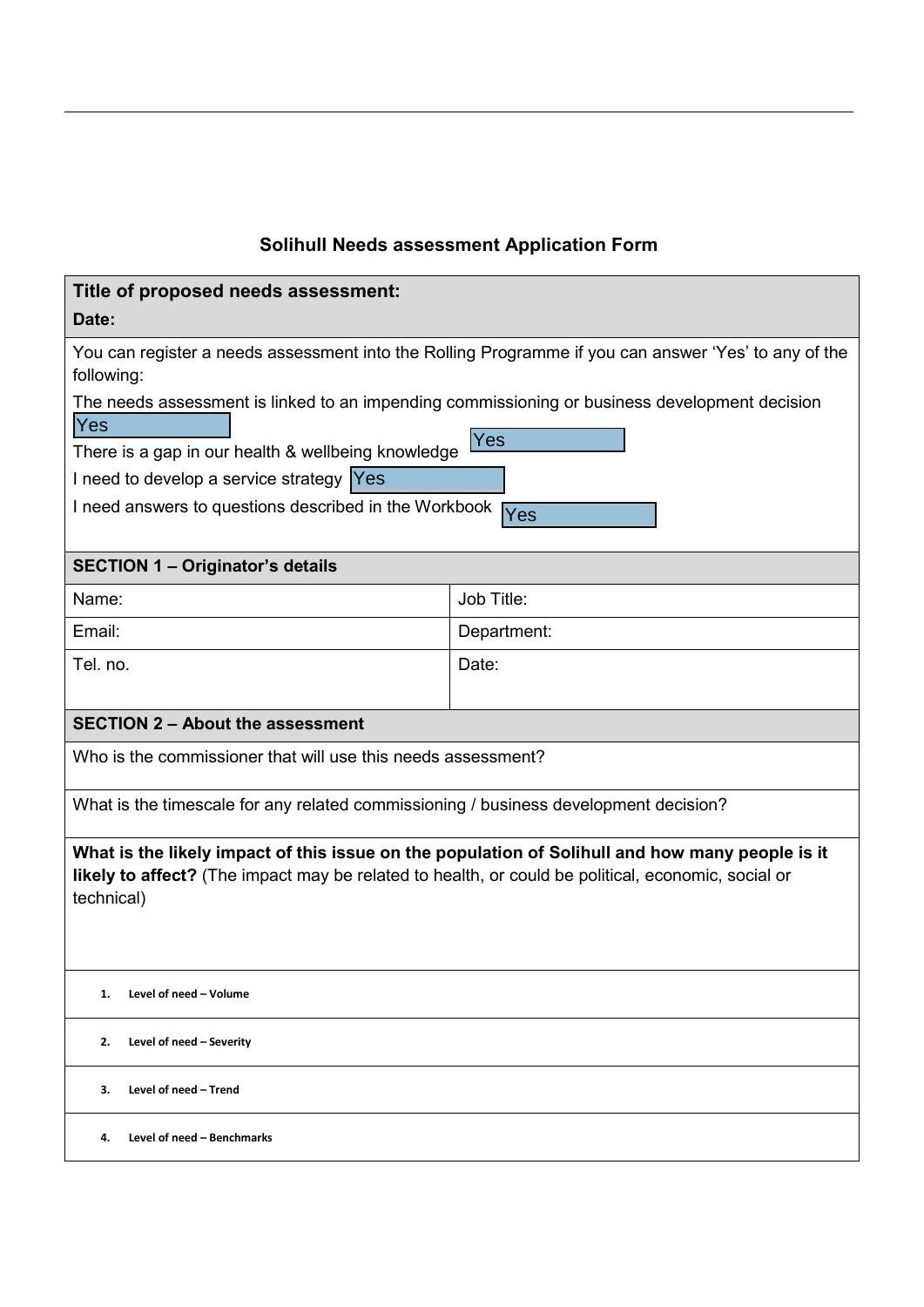## Solihull Needs assessment Application Form

| **Title of proposed needs assessment:**<br>**Date:** | |
|---|---|
| You can register a needs assessment into the Rolling Programme if you can answer 'Yes' to any of the following:<br>The needs assessment is linked to an impending commissioning or business development decision Yes<br>There is a gap in our health & wellbeing knowledge Yes<br>I need to develop a service strategy Yes<br>I need answers to questions described in the Workbook Yes | |
| **SECTION 1 – Originator's details** | |
| Name: | Job Title: |
| Email: | Department: |
| Tel. no. | Date: |
| **SECTION 2 – About the assessment** | |
| Who is the commissioner that will use this needs assessment? | |
| What is the timescale for any related commissioning / business development decision? | |
| **What is the likely impact of this issue on the population of Solihull and how many people is it likely to affect?** (The impact may be related to health, or could be political, economic, social or technical) | |
| 1. **Level of need – Volume** | |
| 2. **Level of need – Severity** | |
| 3. **Level of need – Trend** | |
| 4. **Level of need – Benchmarks** | |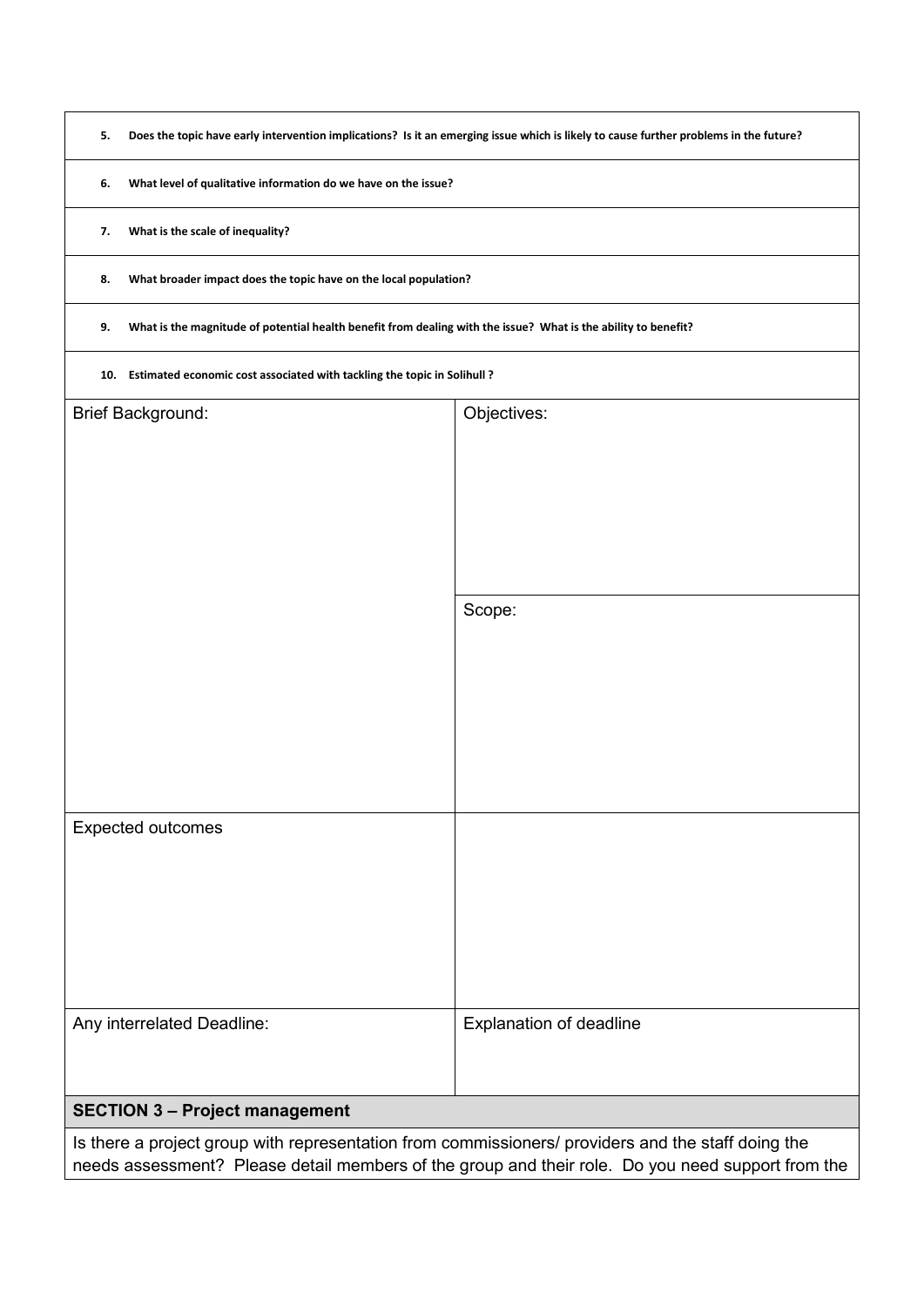5. **Does the topic have early intervention implications? Is it an emerging issue which is likely to cause further problems in the future?**

6. **What level of qualitative information do we have on the issue?**

7. **What is the scale of inequality?**

8. **What broader impact does the topic have on the local population?**

9. **What is the magnitude of potential health benefit from dealing with the issue? What is the ability to benefit?**

10. **Estimated economic cost associated with tackling the topic in Solihull ?**

| Brief Background: | Objectives: |
|---|---|
| | Scope: |
| Expected outcomes | |
| Any interrelated Deadline: | Explanation of deadline |

**SECTION 3 – Project management**

Is there a project group with representation from commissioners/ providers and the staff doing the needs assessment? Please detail members of the group and their role. Do you need support from the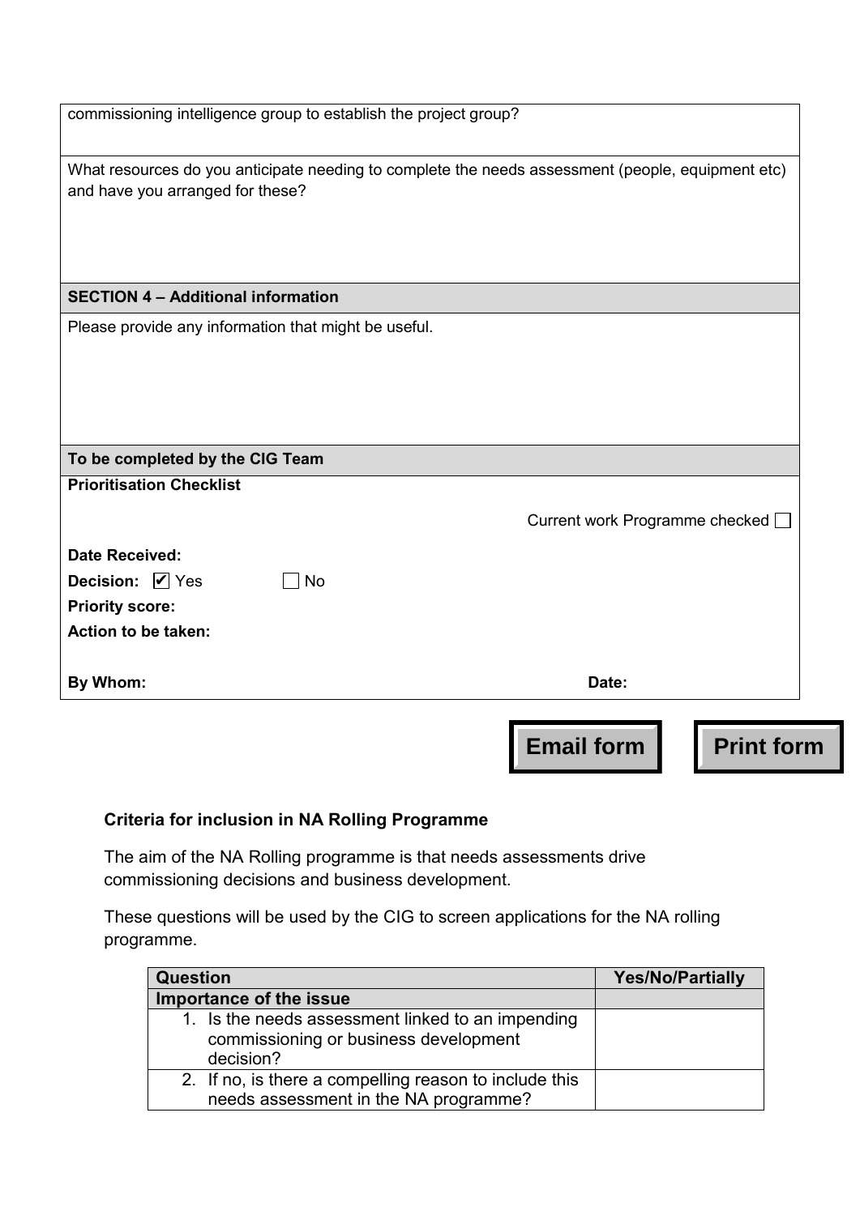| commissioning intelligence group to establish the project group? |
|---|
| What resources do you anticipate needing to complete the needs assessment (people, equipment etc) and have you arranged for these? |
| **SECTION 4 – Additional information** |
| Please provide any information that might be useful. |
| **To be completed by the CIG Team** |
| **Prioritisation Checklist** |
| Current work Programme checked ☐ |
| **Date Received:** |
| **Decision:** ☑ Yes ☐ No |
| **Priority score:** |
| **Action to be taken:** |
| **By Whom:** **Date:** |

**Email form** **Print form**

**Criteria for inclusion in NA Rolling Programme**

The aim of the NA Rolling programme is that needs assessments drive commissioning decisions and business development.

These questions will be used by the CIG to screen applications for the NA rolling programme.

| Question | Yes/No/Partially |
|---|---|
| **Importance of the issue** | |
| 1. Is the needs assessment linked to an impending commissioning or business development decision? | |
| 2. If no, is there a compelling reason to include this needs assessment in the NA programme? | |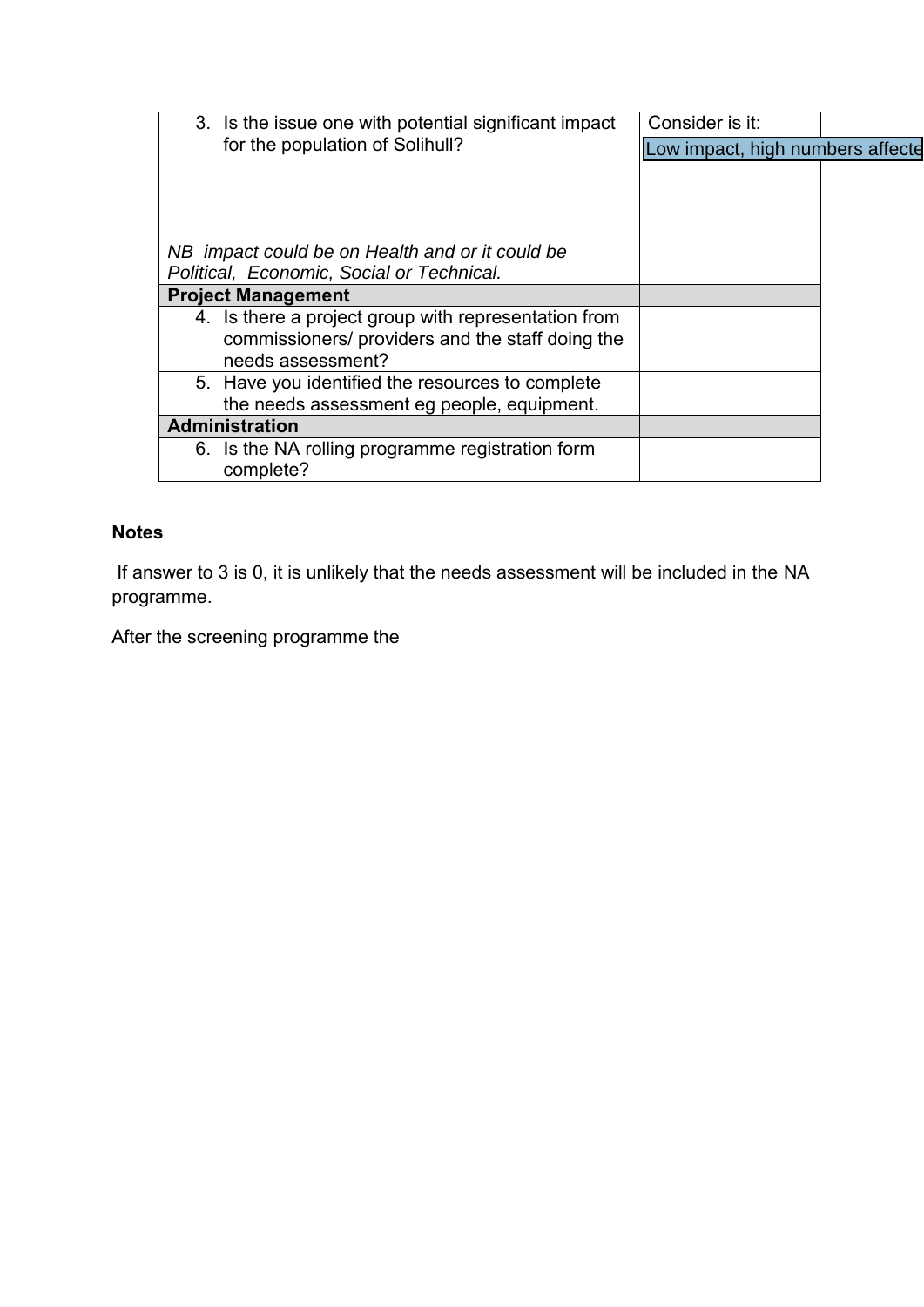| | |
|---|---|
| 3. Is the issue one with potential significant impact for the population of Solihull?<br><br>*NB impact could be on Health and or it could be Political, Economic, Social or Technical.* | Consider is it:<br>Low impact, high numbers affecte |
| **Project Management** | |
| 4. Is there a project group with representation from commissioners/ providers and the staff doing the needs assessment? | |
| 5. Have you identified the resources to complete the needs assessment eg people, equipment. | |
| **Administration** | |
| 6. Is the NA rolling programme registration form complete? | |

**Notes**

If answer to 3 is 0, it is unlikely that the needs assessment will be included in the NA programme.

After the screening programme the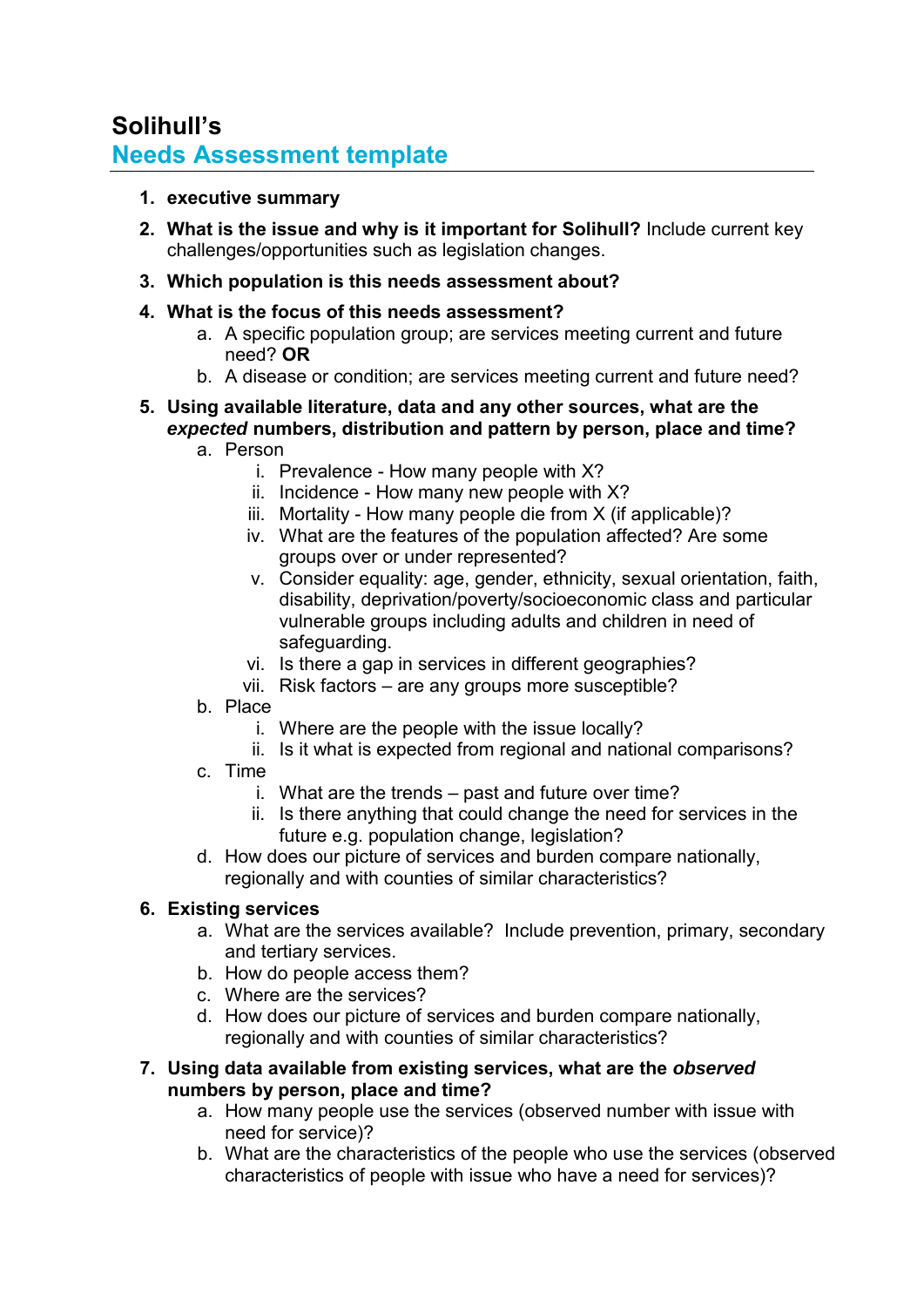# Solihull's
## Needs Assessment template

1. **executive summary**
2. **What is the issue and why is it important for Solihull?** Include current key challenges/opportunities such as legislation changes.
3. **Which population is this needs assessment about?**
4. **What is the focus of this needs assessment?**
   a. A specific population group; are services meeting current and future need? **OR**
   b. A disease or condition; are services meeting current and future need?
5. **Using available literature, data and any other sources, what are the *expected* numbers, distribution and pattern by person, place and time?**
   a. Person
      i. Prevalence - How many people with X?
      ii. Incidence - How many new people with X?
      iii. Mortality - How many people die from X (if applicable)?
      iv. What are the features of the population affected? Are some groups over or under represented?
      v. Consider equality: age, gender, ethnicity, sexual orientation, faith, disability, deprivation/poverty/socioeconomic class and particular vulnerable groups including adults and children in need of safeguarding.
      vi. Is there a gap in services in different geographies?
      vii. Risk factors – are any groups more susceptible?
   b. Place
      i. Where are the people with the issue locally?
      ii. Is it what is expected from regional and national comparisons?
   c. Time
      i. What are the trends – past and future over time?
      ii. Is there anything that could change the need for services in the future e.g. population change, legislation?
   d. How does our picture of services and burden compare nationally, regionally and with counties of similar characteristics?
6. **Existing services**
   a. What are the services available? Include prevention, primary, secondary and tertiary services.
   b. How do people access them?
   c. Where are the services?
   d. How does our picture of services and burden compare nationally, regionally and with counties of similar characteristics?
7. **Using data available from existing services, what are the *observed* numbers by person, place and time?**
   a. How many people use the services (observed number with issue with need for service)?
   b. What are the characteristics of the people who use the services (observed characteristics of people with issue who have a need for services)?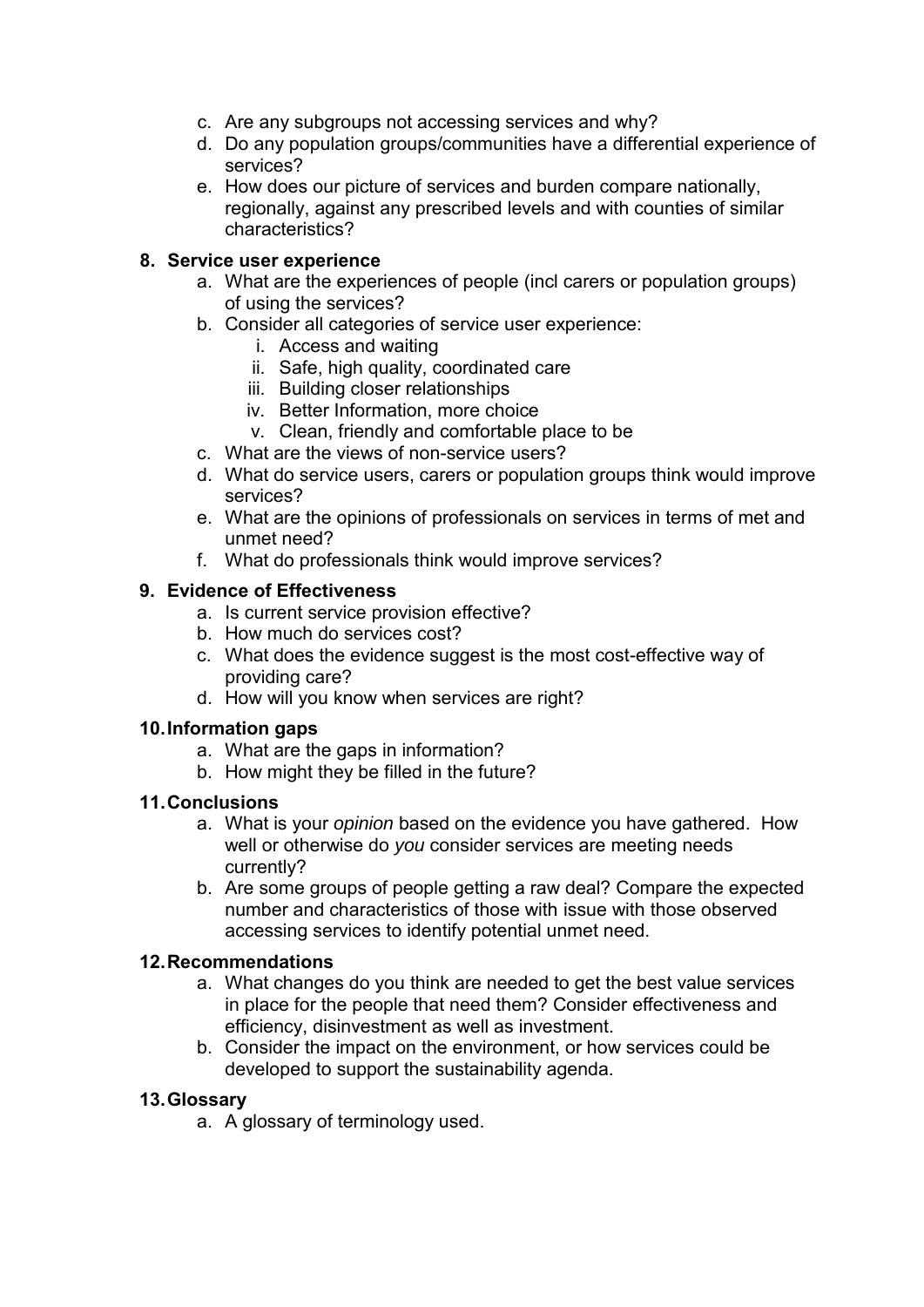c. Are any subgroups not accessing services and why?
   d. Do any population groups/communities have a differential experience of services?
   e. How does our picture of services and burden compare nationally, regionally, against any prescribed levels and with counties of similar characteristics?

**8. Service user experience**

   a. What are the experiences of people (incl carers or population groups) of using the services?
   b. Consider all categories of service user experience:
      i. Access and waiting
      ii. Safe, high quality, coordinated care
      iii. Building closer relationships
      iv. Better Information, more choice
      v. Clean, friendly and comfortable place to be
   c. What are the views of non-service users?
   d. What do service users, carers or population groups think would improve services?
   e. What are the opinions of professionals on services in terms of met and unmet need?
   f. What do professionals think would improve services?

**9. Evidence of Effectiveness**

   a. Is current service provision effective?
   b. How much do services cost?
   c. What does the evidence suggest is the most cost-effective way of providing care?
   d. How will you know when services are right?

**10. Information gaps**

   a. What are the gaps in information?
   b. How might they be filled in the future?

**11. Conclusions**

   a. What is your *opinion* based on the evidence you have gathered. How well or otherwise do *you* consider services are meeting needs currently?
   b. Are some groups of people getting a raw deal? Compare the expected number and characteristics of those with issue with those observed accessing services to identify potential unmet need.

**12. Recommendations**

   a. What changes do you think are needed to get the best value services in place for the people that need them? Consider effectiveness and efficiency, disinvestment as well as investment.
   b. Consider the impact on the environment, or how services could be developed to support the sustainability agenda.

**13. Glossary**

   a. A glossary of terminology used.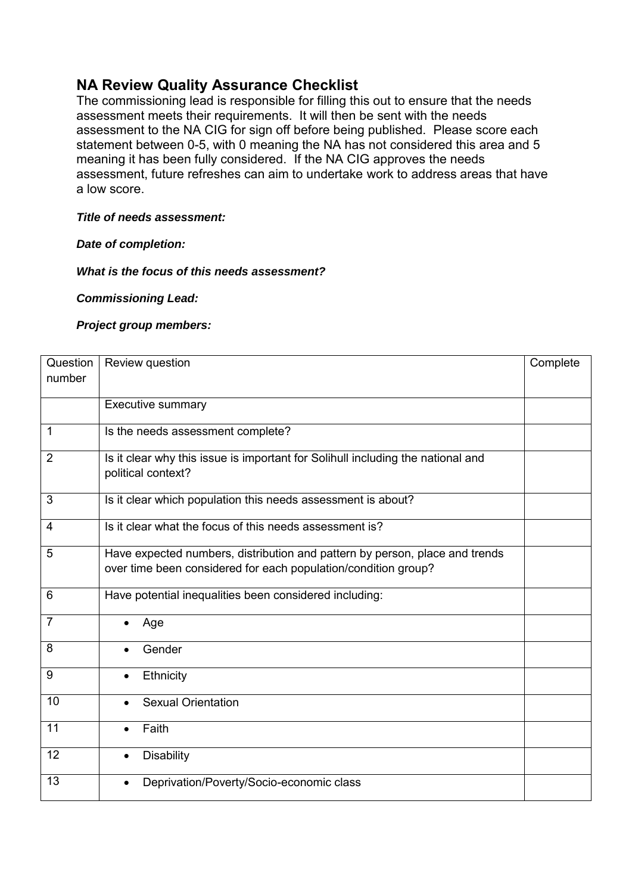## NA Review Quality Assurance Checklist

The commissioning lead is responsible for filling this out to ensure that the needs assessment meets their requirements. It will then be sent with the needs assessment to the NA CIG for sign off before being published. Please score each statement between 0-5, with 0 meaning the NA has not considered this area and 5 meaning it has been fully considered. If the NA CIG approves the needs assessment, future refreshes can aim to undertake work to address areas that have a low score.

***Title of needs assessment:***

***Date of completion:***

***What is the focus of this needs assessment?***

***Commissioning Lead:***

***Project group members:***

| Question number | Review question | Complete |
|---|---|---|
| | Executive summary | |
| 1 | Is the needs assessment complete? | |
| 2 | Is it clear why this issue is important for Solihull including the national and political context? | |
| 3 | Is it clear which population this needs assessment is about? | |
| 4 | Is it clear what the focus of this needs assessment is? | |
| 5 | Have expected numbers, distribution and pattern by person, place and trends over time been considered for each population/condition group? | |
| 6 | Have potential inequalities been considered including: | |
| 7 | • Age | |
| 8 | • Gender | |
| 9 | • Ethnicity | |
| 10 | • Sexual Orientation | |
| 11 | • Faith | |
| 12 | • Disability | |
| 13 | • Deprivation/Poverty/Socio-economic class | |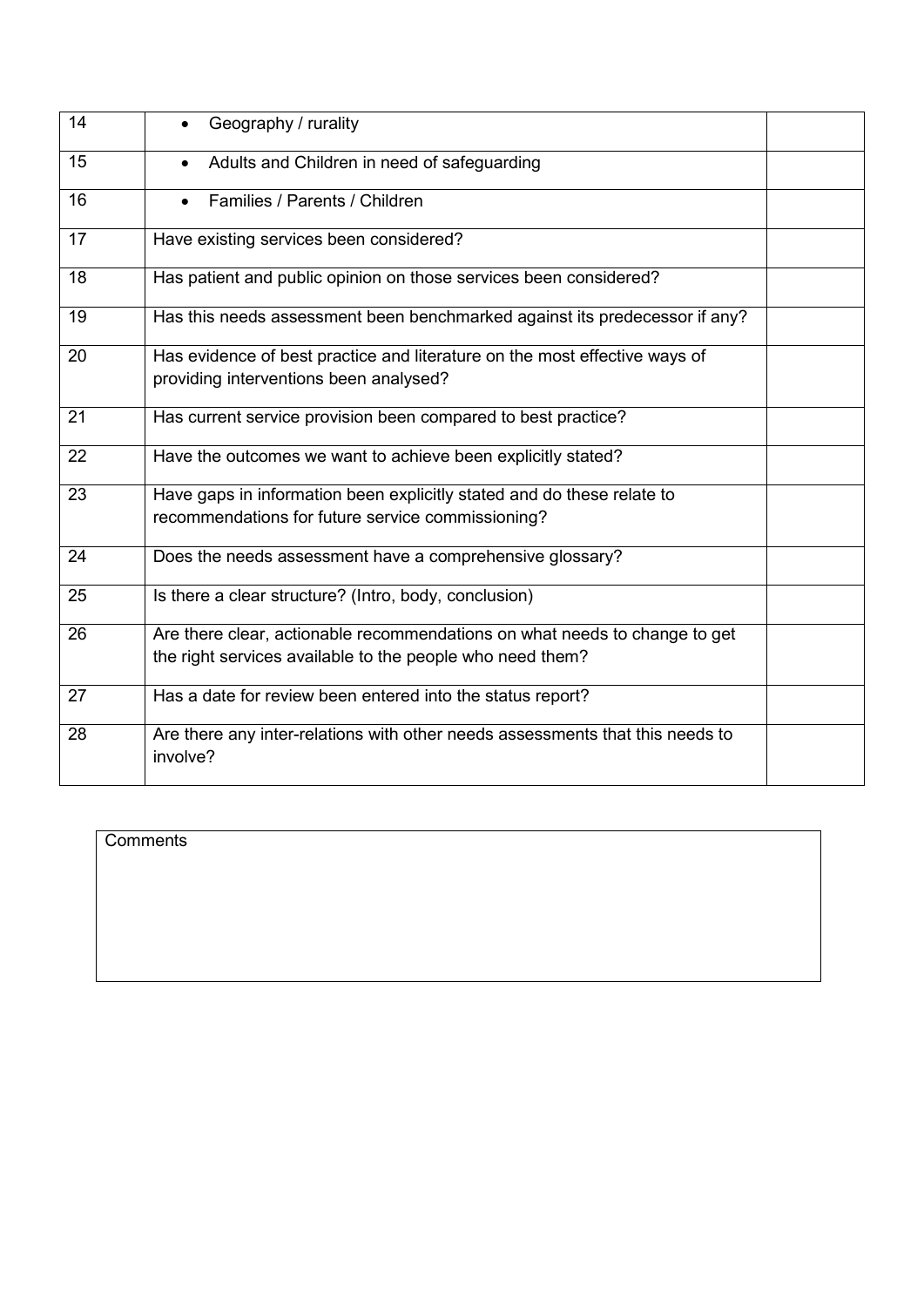| 14 | • Geography / rurality | |
|---|---|---|
| 15 | • Adults and Children in need of safeguarding | |
| 16 | • Families / Parents / Children | |
| 17 | Have existing services been considered? | |
| 18 | Has patient and public opinion on those services been considered? | |
| 19 | Has this needs assessment been benchmarked against its predecessor if any? | |
| 20 | Has evidence of best practice and literature on the most effective ways of providing interventions been analysed? | |
| 21 | Has current service provision been compared to best practice? | |
| 22 | Have the outcomes we want to achieve been explicitly stated? | |
| 23 | Have gaps in information been explicitly stated and do these relate to recommendations for future service commissioning? | |
| 24 | Does the needs assessment have a comprehensive glossary? | |
| 25 | Is there a clear structure? (Intro, body, conclusion) | |
| 26 | Are there clear, actionable recommendations on what needs to change to get the right services available to the people who need them? | |
| 27 | Has a date for review been entered into the status report? | |
| 28 | Are there any inter-relations with other needs assessments that this needs to involve? | |

| Comments |
|---|
| |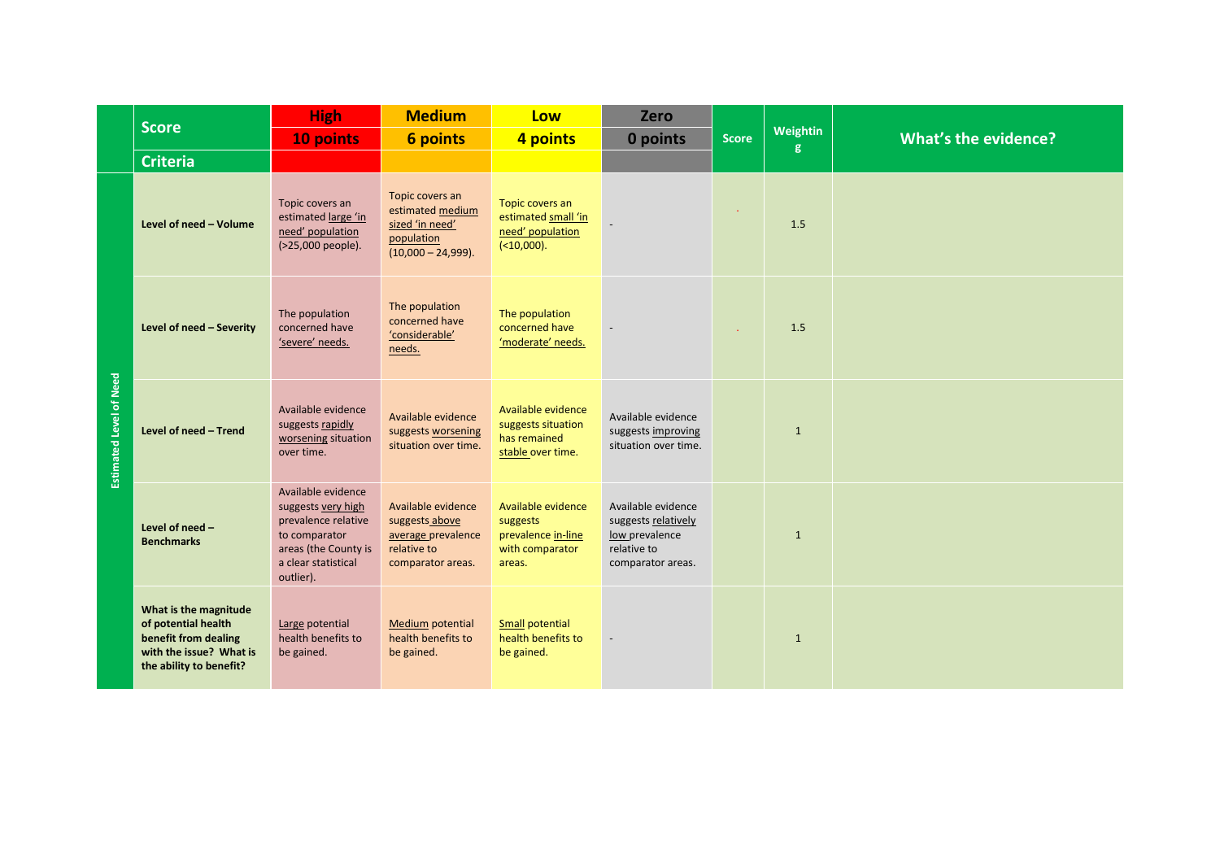| | Score | High | Medium | Low | Zero | Score | Weighting | What's the evidence? |
|---|---|---|---|---|---|---|---|---|
| | | 10 points | 6 points | 4 points | 0 points | | | |
| | Criteria | | | | | | | |
| Estimated Level of Need | Level of need – Volume | Topic covers an estimated large 'in need' population (>25,000 people). | Topic covers an estimated medium sized 'in need' population (10,000 – 24,999). | Topic covers an estimated small 'in need' population (<10,000). | - | | 1.5 | |
| | Level of need – Severity | The population concerned have 'severe' needs. | The population concerned have 'considerable' needs. | The population concerned have 'moderate' needs. | - | | 1.5 | |
| | Level of need – Trend | Available evidence suggests rapidly worsening situation over time. | Available evidence suggests worsening situation over time. | Available evidence suggests situation has remained stable over time. | Available evidence suggests improving situation over time. | | 1 | |
| | Level of need – Benchmarks | Available evidence suggests very high prevalence relative to comparator areas (the County is a clear statistical outlier). | Available evidence suggests above average prevalence relative to comparator areas. | Available evidence suggests prevalence in-line with comparator areas. | Available evidence suggests relatively low prevalence relative to comparator areas. | | 1 | |
| | What is the magnitude of potential health benefit from dealing with the issue? What is the ability to benefit? | Large potential health benefits to be gained. | Medium potential health benefits to be gained. | Small potential health benefits to be gained. | - | | 1 | |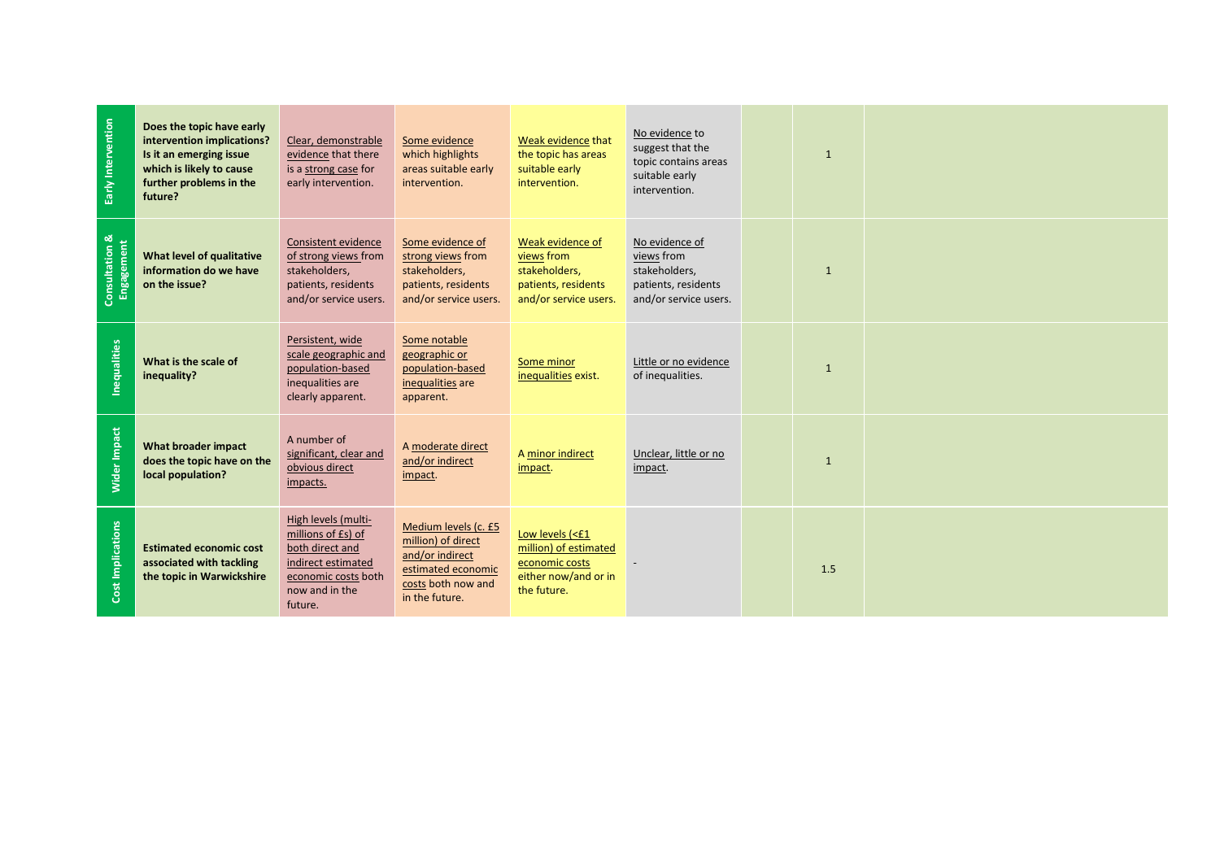| | | | | | | | | |
|---|---|---|---|---|---|---|---|---|
| Early Intervention | **Does the topic have early intervention implications? Is it an emerging issue which is likely to cause further problems in the future?** | Clear, demonstrable evidence that there is a strong case for early intervention. | Some evidence which highlights areas suitable early intervention. | Weak evidence that the topic has areas suitable early intervention. | No evidence to suggest that the topic contains areas suitable early intervention. | | 1 | |
| Consultation & Engagement | **What level of qualitative information do we have on the issue?** | Consistent evidence of strong views from stakeholders, patients, residents and/or service users. | Some evidence of strong views from stakeholders, patients, residents and/or service users. | Weak evidence of views from stakeholders, patients, residents and/or service users. | No evidence of views from stakeholders, patients, residents and/or service users. | | 1 | |
| Inequalities | **What is the scale of inequality?** | Persistent, wide scale geographic and population-based inequalities are clearly apparent. | Some notable geographic or population-based inequalities are apparent. | Some minor inequalities exist. | Little or no evidence of inequalities. | | 1 | |
| Wider Impact | **What broader impact does the topic have on the local population?** | A number of significant, clear and obvious direct impacts. | A moderate direct and/or indirect impact. | A minor indirect impact. | Unclear, little or no impact. | | 1 | |
| Cost Implications | **Estimated economic cost associated with tackling the topic in Warwickshire** | High levels (multi-millions of £s) of both direct and indirect estimated economic costs both now and in the future. | Medium levels (c. £5 million) of direct and/or indirect estimated economic costs both now and in the future. | Low levels (<£1 million) of estimated economic costs either now/and or in the future. | - | | 1.5 | |